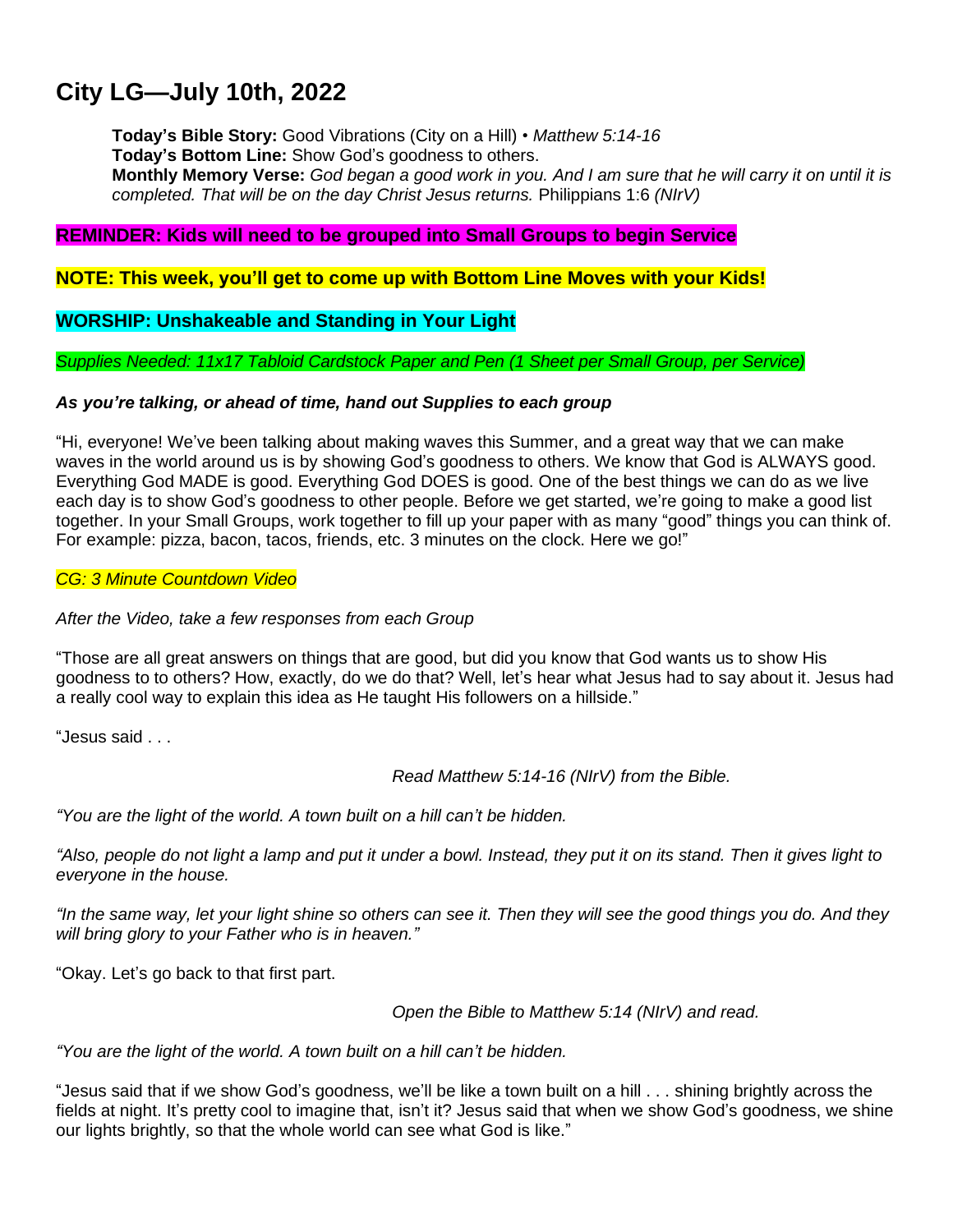# City LG—July 10th, 2022

**Today's Bible Story:** Good Vibrations (City on a Hill) • *Matthew 5:14-16*
**Today's Bottom Line:** Show God's goodness to others.
**Monthly Memory Verse:** *God began a good work in you. And I am sure that he will carry it on until it is completed. That will be on the day Christ Jesus returns.* Philippians 1:6 *(NIrV)*

**REMINDER: Kids will need to be grouped into Small Groups to begin Service**

**NOTE: This week, you'll get to come up with Bottom Line Moves with your Kids!**

**WORSHIP: Unshakeable and Standing in Your Light**

*Supplies Needed: 11x17 Tabloid Cardstock Paper and Pen (1 Sheet per Small Group, per Service)*

***As you're talking, or ahead of time, hand out Supplies to each group***

"Hi, everyone! We've been talking about making waves this Summer, and a great way that we can make waves in the world around us is by showing God's goodness to others. We know that God is ALWAYS good. Everything God MADE is good. Everything God DOES is good. One of the best things we can do as we live each day is to show God's goodness to other people. Before we get started, we're going to make a good list together. In your Small Groups, work together to fill up your paper with as many "good" things you can think of. For example: pizza, bacon, tacos, friends, etc. 3 minutes on the clock. Here we go!"

*CG: 3 Minute Countdown Video*

*After the Video, take a few responses from each Group*

"Those are all great answers on things that are good, but did you know that God wants us to show His goodness to to others? How, exactly, do we do that? Well, let's hear what Jesus had to say about it. Jesus had a really cool way to explain this idea as He taught His followers on a hillside."

"Jesus said . . .

*Read Matthew 5:14-16 (NIrV) from the Bible.*

*"You are the light of the world. A town built on a hill can't be hidden.*

*"Also, people do not light a lamp and put it under a bowl. Instead, they put it on its stand. Then it gives light to everyone in the house.*

*"In the same way, let your light shine so others can see it. Then they will see the good things you do. And they will bring glory to your Father who is in heaven."*

"Okay. Let's go back to that first part.

*Open the Bible to Matthew 5:14 (NIrV) and read.*

*"You are the light of the world. A town built on a hill can't be hidden.*

"Jesus said that if we show God's goodness, we'll be like a town built on a hill . . . shining brightly across the fields at night. It's pretty cool to imagine that, isn't it? Jesus said that when we show God's goodness, we shine our lights brightly, so that the whole world can see what God is like."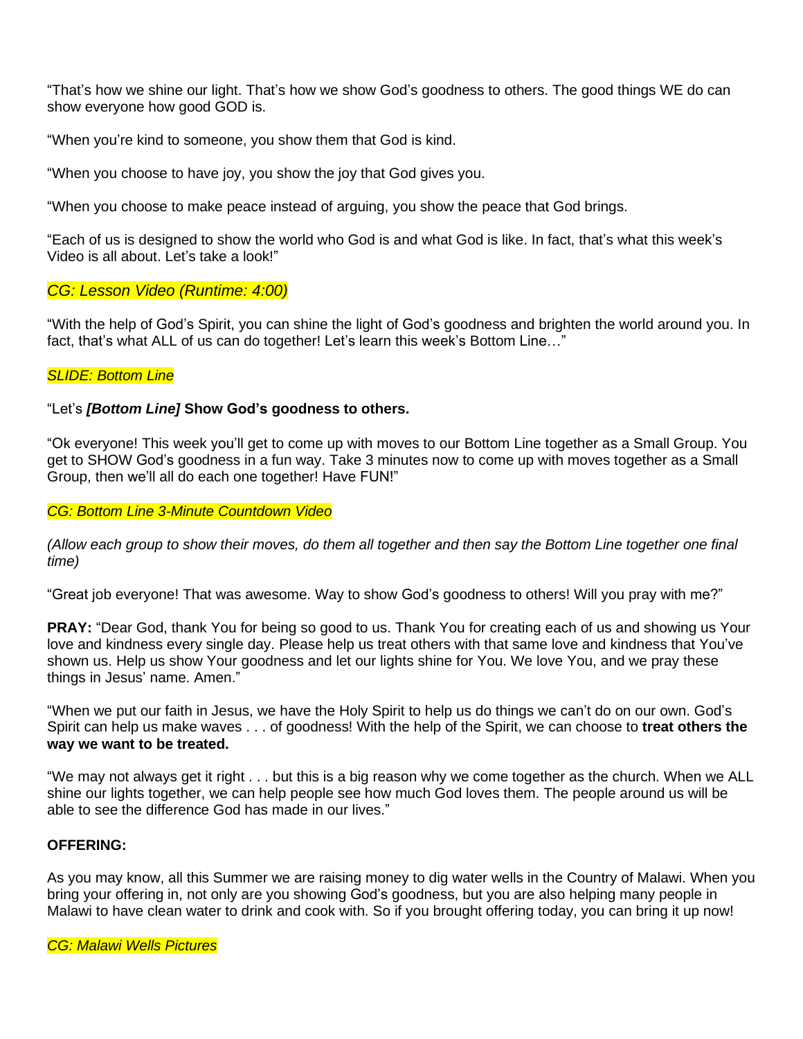"That's how we shine our light. That's how we show God's goodness to others. The good things WE do can show everyone how good GOD is.

"When you're kind to someone, you show them that God is kind.

"When you choose to have joy, you show the joy that God gives you.

"When you choose to make peace instead of arguing, you show the peace that God brings.

"Each of us is designed to show the world who God is and what God is like. In fact, that's what this week's Video is all about. Let's take a look!"

*CG: Lesson Video (Runtime: 4:00)*

"With the help of God's Spirit, you can shine the light of God's goodness and brighten the world around you. In fact, that's what ALL of us can do together! Let's learn this week's Bottom Line…"

*SLIDE: Bottom Line*

"Let's ***[Bottom Line]*** **Show God's goodness to others.**

"Ok everyone! This week you'll get to come up with moves to our Bottom Line together as a Small Group. You get to SHOW God's goodness in a fun way. Take 3 minutes now to come up with moves together as a Small Group, then we'll all do each one together! Have FUN!"

*CG: Bottom Line 3-Minute Countdown Video*

*(Allow each group to show their moves, do them all together and then say the Bottom Line together one final time)*

"Great job everyone! That was awesome. Way to show God's goodness to others! Will you pray with me?"

**PRAY:** "Dear God, thank You for being so good to us. Thank You for creating each of us and showing us Your love and kindness every single day. Please help us treat others with that same love and kindness that You've shown us. Help us show Your goodness and let our lights shine for You. We love You, and we pray these things in Jesus' name. Amen."

"When we put our faith in Jesus, we have the Holy Spirit to help us do things we can't do on our own. God's Spirit can help us make waves . . . of goodness! With the help of the Spirit, we can choose to **treat others the way we want to be treated.**

"We may not always get it right . . . but this is a big reason why we come together as the church. When we ALL shine our lights together, we can help people see how much God loves them. The people around us will be able to see the difference God has made in our lives."

**OFFERING:**

As you may know, all this Summer we are raising money to dig water wells in the Country of Malawi. When you bring your offering in, not only are you showing God's goodness, but you are also helping many people in Malawi to have clean water to drink and cook with. So if you brought offering today, you can bring it up now!

*CG: Malawi Wells Pictures*